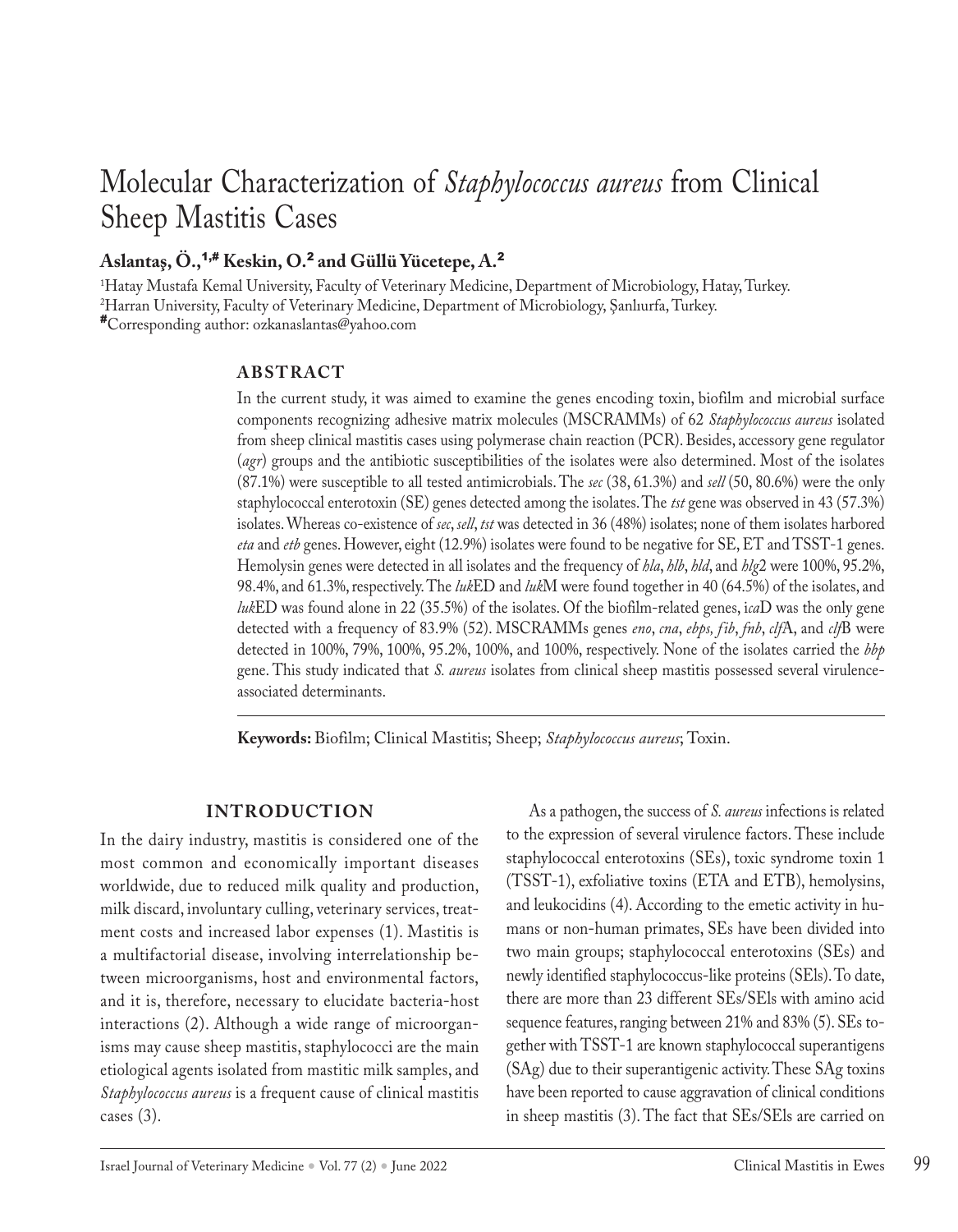# Molecular Characterization of *Staphylococcus aureus* from Clinical Sheep Mastitis Cases

**Aslantaş, Ö.,[1,#] Keskin, O.[2] and Güllü Yücetepe, A.[2]**

[1]Hatay Mustafa Kemal University, Faculty of Veterinary Medicine, Department of Microbiology, Hatay, Turkey.
[2]Harran University, Faculty of Veterinary Medicine, Department of Microbiology, Şanlıurfa, Turkey.
[#]Corresponding author: ozkanaslantas@yahoo.com

## ABSTRACT

In the current study, it was aimed to examine the genes encoding toxin, biofilm and microbial surface components recognizing adhesive matrix molecules (MSCRAMMs) of 62 *Staphylococcus aureus* isolated from sheep clinical mastitis cases using polymerase chain reaction (PCR). Besides, accessory gene regulator (*agr*) groups and the antibiotic susceptibilities of the isolates were also determined. Most of the isolates (87.1%) were susceptible to all tested antimicrobials. The *sec* (38, 61.3%) and *sell* (50, 80.6%) were the only staphylococcal enterotoxin (SE) genes detected among the isolates. The *tst* gene was observed in 43 (57.3%) isolates. Whereas co-existence of *sec*, *sell*, *tst* was detected in 36 (48%) isolates; none of them isolates harbored *eta* and *etb* genes. However, eight (12.9%) isolates were found to be negative for SE, ET and TSST-1 genes. Hemolysin genes were detected in all isolates and the frequency of *hla*, *hlb*, *hld*, and *hlg*2 were 100%, 95.2%, 98.4%, and 61.3%, respectively. The *luk*ED and *luk*M were found together in 40 (64.5%) of the isolates, and *luk*ED was found alone in 22 (35.5%) of the isolates. Of the biofilm-related genes, i*ca*D was the only gene detected with a frequency of 83.9% (52). MSCRAMMs genes *eno*, *cna*, *ebps, fib*, *fnb*, *clf*A, and *clf*B were detected in 100%, 79%, 100%, 95.2%, 100%, and 100%, respectively. None of the isolates carried the *bbp* gene. This study indicated that *S. aureus* isolates from clinical sheep mastitis possessed several virulence-associated determinants.

**Keywords:** Biofilm; Clinical Mastitis; Sheep; *Staphylococcus aureus*; Toxin.

## INTRODUCTION

In the dairy industry, mastitis is considered one of the most common and economically important diseases worldwide, due to reduced milk quality and production, milk discard, involuntary culling, veterinary services, treatment costs and increased labor expenses (1). Mastitis is a multifactorial disease, involving interrelationship between microorganisms, host and environmental factors, and it is, therefore, necessary to elucidate bacteria-host interactions (2). Although a wide range of microorganisms may cause sheep mastitis, staphylococci are the main etiological agents isolated from mastitic milk samples, and *Staphylococcus aureus* is a frequent cause of clinical mastitis cases (3).

As a pathogen, the success of *S. aureus* infections is related to the expression of several virulence factors. These include staphylococcal enterotoxins (SEs), toxic syndrome toxin 1 (TSST-1), exfoliative toxins (ETA and ETB), hemolysins, and leukocidins (4). According to the emetic activity in humans or non-human primates, SEs have been divided into two main groups; staphylococcal enterotoxins (SEs) and newly identified staphylococcus-like proteins (SEls). To date, there are more than 23 different SEs/SEls with amino acid sequence features, ranging between 21% and 83% (5). SEs together with TSST-1 are known staphylococcal superantigens (SAg) due to their superantigenic activity. These SAg toxins have been reported to cause aggravation of clinical conditions in sheep mastitis (3). The fact that SEs/SEls are carried on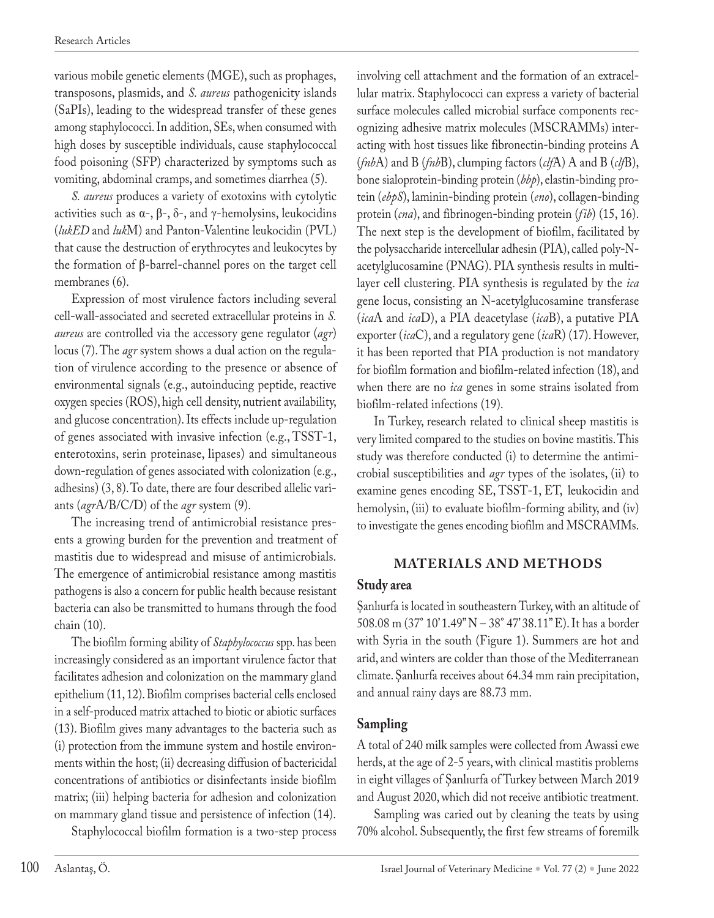various mobile genetic elements (MGE), such as prophages, transposons, plasmids, and *S. aureus* pathogenicity islands (SaPIs), leading to the widespread transfer of these genes among staphylococci. In addition, SEs, when consumed with high doses by susceptible individuals, cause staphylococcal food poisoning (SFP) characterized by symptoms such as vomiting, abdominal cramps, and sometimes diarrhea (5).

*S. aureus* produces a variety of exotoxins with cytolytic activities such as α-, β-, δ-, and γ-hemolysins, leukocidins (*lukED* and *luk*M) and Panton-Valentine leukocidin (PVL) that cause the destruction of erythrocytes and leukocytes by the formation of β-barrel-channel pores on the target cell membranes (6).

Expression of most virulence factors including several cell-wall-associated and secreted extracellular proteins in *S. aureus* are controlled via the accessory gene regulator (*agr*) locus (7). The *agr* system shows a dual action on the regulation of virulence according to the presence or absence of environmental signals (e.g., autoinducing peptide, reactive oxygen species (ROS), high cell density, nutrient availability, and glucose concentration). Its effects include up-regulation of genes associated with invasive infection (e.g., TSST-1, enterotoxins, serin proteinase, lipases) and simultaneous down-regulation of genes associated with colonization (e.g., adhesins) (3, 8). To date, there are four described allelic variants (*agr*A/B/C/D) of the *agr* system (9).

The increasing trend of antimicrobial resistance presents a growing burden for the prevention and treatment of mastitis due to widespread and misuse of antimicrobials. The emergence of antimicrobial resistance among mastitis pathogens is also a concern for public health because resistant bacteria can also be transmitted to humans through the food chain (10).

The biofilm forming ability of *Staphylococcus* spp. has been increasingly considered as an important virulence factor that facilitates adhesion and colonization on the mammary gland epithelium (11, 12). Biofilm comprises bacterial cells enclosed in a self-produced matrix attached to biotic or abiotic surfaces (13). Biofilm gives many advantages to the bacteria such as (i) protection from the immune system and hostile environments within the host; (ii) decreasing diffusion of bactericidal concentrations of antibiotics or disinfectants inside biofilm matrix; (iii) helping bacteria for adhesion and colonization on mammary gland tissue and persistence of infection (14).

Staphylococcal biofilm formation is a two-step process involving cell attachment and the formation of an extracellular matrix. Staphylococci can express a variety of bacterial surface molecules called microbial surface components recognizing adhesive matrix molecules (MSCRAMMs) interacting with host tissues like fibronectin-binding proteins A (*fnb*A) and B (*fnb*B), clumping factors (*clf*A) A and B (*clf*B), bone sialoprotein-binding protein (*bbp*), elastin-binding protein (*ebpS*), laminin-binding protein (*eno*), collagen-binding protein (*cna*), and fibrinogen-binding protein (*fib*) (15, 16). The next step is the development of biofilm, facilitated by the polysaccharide intercellular adhesin (PIA), called poly-N-acetylglucosamine (PNAG). PIA synthesis results in multilayer cell clustering. PIA synthesis is regulated by the *ica* gene locus, consisting an N-acetylglucosamine transferase (*ica*A and *ica*D), a PIA deacetylase (*ica*B), a putative PIA exporter (*ica*C), and a regulatory gene (*ica*R) (17). However, it has been reported that PIA production is not mandatory for biofilm formation and biofilm-related infection (18), and when there are no *ica* genes in some strains isolated from biofilm-related infections (19).

In Turkey, research related to clinical sheep mastitis is very limited compared to the studies on bovine mastitis. This study was therefore conducted (i) to determine the antimicrobial susceptibilities and *agr* types of the isolates, (ii) to examine genes encoding SE, TSST-1, ET, leukocidin and hemolysin, (iii) to evaluate biofilm-forming ability, and (iv) to investigate the genes encoding biofilm and MSCRAMMs.

## MATERIALS AND METHODS

### Study area

Şanlıurfa is located in southeastern Turkey, with an altitude of 508.08 m (37° 10' 1.49" N – 38° 47' 38.11" E). It has a border with Syria in the south (Figure 1). Summers are hot and arid, and winters are colder than those of the Mediterranean climate. Şanlıurfa receives about 64.34 mm rain precipitation, and annual rainy days are 88.73 mm.

### Sampling

A total of 240 milk samples were collected from Awassi ewe herds, at the age of 2-5 years, with clinical mastitis problems in eight villages of Şanlıurfa of Turkey between March 2019 and August 2020, which did not receive antibiotic treatment.

Sampling was caried out by cleaning the teats by using 70% alcohol. Subsequently, the first few streams of foremilk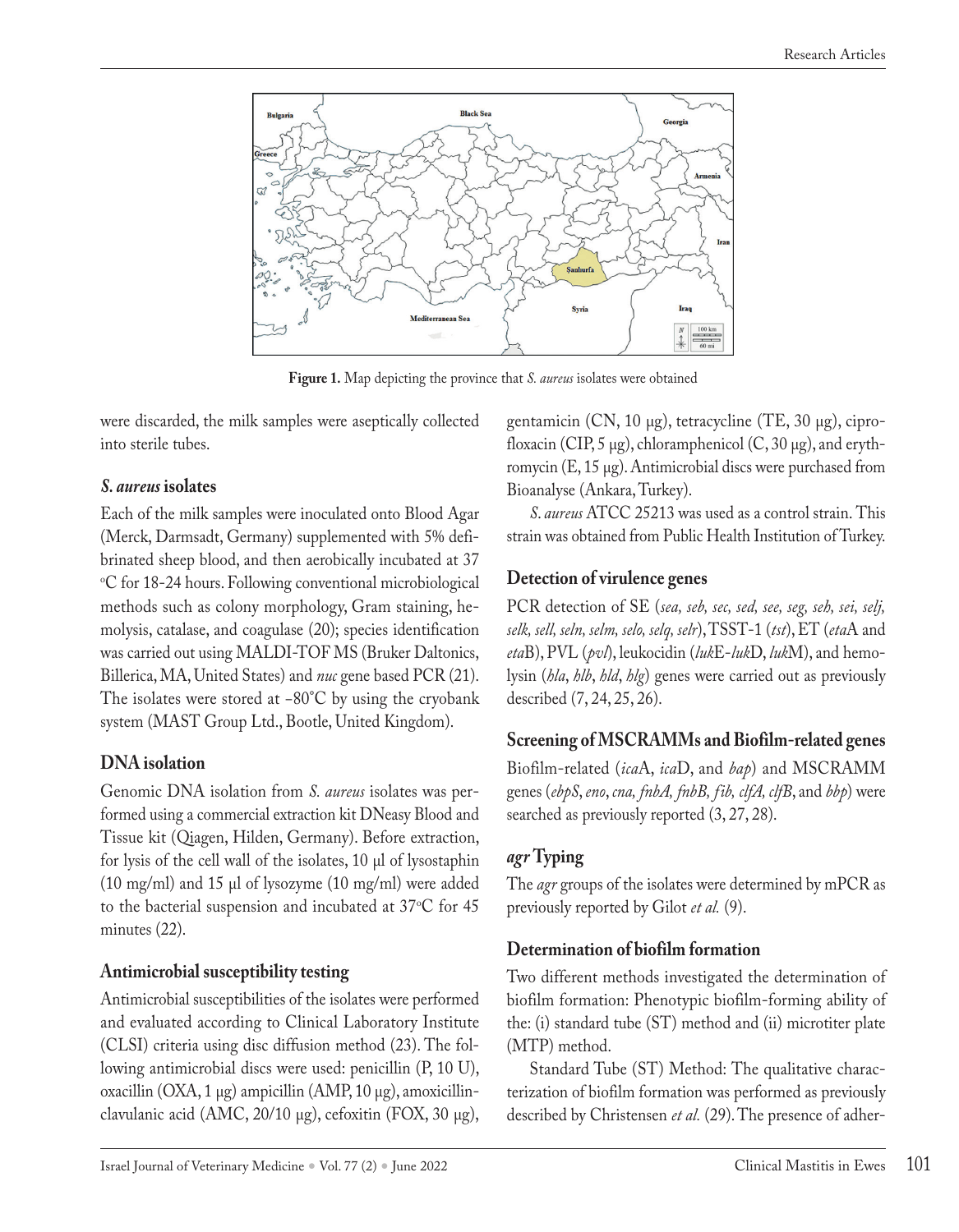**Figure 1.** Map depicting the province that *S. aureus* isolates were obtained

were discarded, the milk samples were aseptically collected into sterile tubes.

### *S. aureus* isolates

Each of the milk samples were inoculated onto Blood Agar (Merck, Darmsadt, Germany) supplemented with 5% defibrinated sheep blood, and then aerobically incubated at 37 °C for 18-24 hours. Following conventional microbiological methods such as colony morphology, Gram staining, hemolysis, catalase, and coagulase (20); species identification was carried out using MALDI-TOF MS (Bruker Daltonics, Billerica, MA, United States) and *nuc* gene based PCR (21). The isolates were stored at -80°C by using the cryobank system (MAST Group Ltd., Bootle, United Kingdom).

### DNA isolation

Genomic DNA isolation from *S. aureus* isolates was performed using a commercial extraction kit DNeasy Blood and Tissue kit (Qiagen, Hilden, Germany). Before extraction, for lysis of the cell wall of the isolates, 10 µl of lysostaphin (10 mg/ml) and 15 µl of lysozyme (10 mg/ml) were added to the bacterial suspension and incubated at 37°C for 45 minutes (22).

### Antimicrobial susceptibility testing

Antimicrobial susceptibilities of the isolates were performed and evaluated according to Clinical Laboratory Institute (CLSI) criteria using disc diffusion method (23). The following antimicrobial discs were used: penicillin (P, 10 U), oxacillin (OXA, 1 µg) ampicillin (AMP, 10 µg), amoxicillin-clavulanic acid (AMC, 20/10 µg), cefoxitin (FOX, 30 µg), gentamicin (CN, 10 µg), tetracycline (TE, 30 µg), ciprofloxacin (CIP, 5 µg), chloramphenicol (C, 30 µg), and erythromycin (E, 15 µg). Antimicrobial discs were purchased from Bioanalyse (Ankara, Turkey).

*S. aureus* ATCC 25213 was used as a control strain. This strain was obtained from Public Health Institution of Turkey.

### Detection of virulence genes

PCR detection of SE (*sea, seb, sec, sed, see, seg, seh, sei, selj, selk, sell, seln, selm, selo, selq, selr*), TSST-1 (*tst*), ET (*eta*A and *eta*B), PVL (*pvl*), leukocidin (*luk*E-*luk*D, *luk*M), and hemolysin (*hla*, *hlb*, *hld*, *hlg*) genes were carried out as previously described (7, 24, 25, 26).

### Screening of MSCRAMMs and Biofilm-related genes

Biofilm-related (*ica*A, *ica*D, and *bap*) and MSCRAMM genes (*ebpS*, *eno*, *cna, fnbA, fnbB, fib, clfA, clfB*, and *bbp*) were searched as previously reported (3, 27, 28).

### *agr* Typing

The *agr* groups of the isolates were determined by mPCR as previously reported by Gilot *et al.* (9).

### Determination of biofilm formation

Two different methods investigated the determination of biofilm formation: Phenotypic biofilm-forming ability of the: (i) standard tube (ST) method and (ii) microtiter plate (MTP) method.

Standard Tube (ST) Method: The qualitative characterization of biofilm formation was performed as previously described by Christensen *et al.* (29). The presence of adher-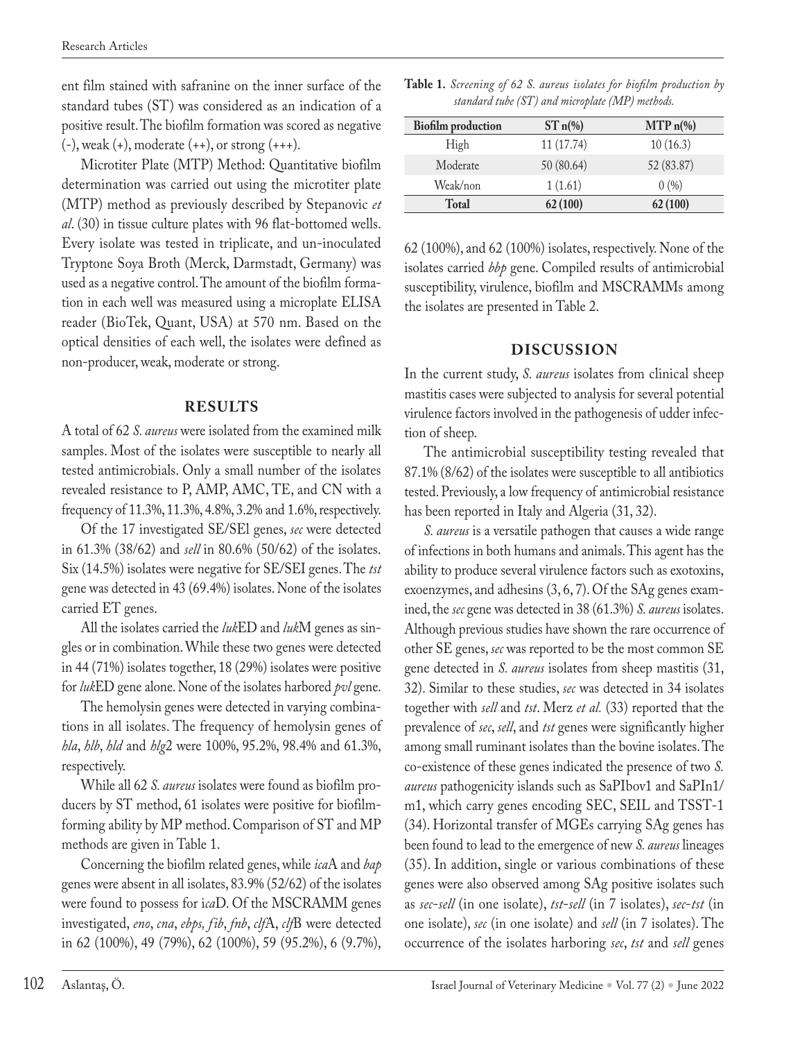ent film stained with safranine on the inner surface of the standard tubes (ST) was considered as an indication of a positive result. The biofilm formation was scored as negative (-), weak (+), moderate (++), or strong (+++).

Microtiter Plate (MTP) Method: Quantitative biofilm determination was carried out using the microtiter plate (MTP) method as previously described by Stepanovic *et al*. (30) in tissue culture plates with 96 flat-bottomed wells. Every isolate was tested in triplicate, and un-inoculated Tryptone Soya Broth (Merck, Darmstadt, Germany) was used as a negative control. The amount of the biofilm formation in each well was measured using a microplate ELISA reader (BioTek, Quant, USA) at 570 nm. Based on the optical densities of each well, the isolates were defined as non-producer, weak, moderate or strong.

## RESULTS

A total of 62 *S. aureus* were isolated from the examined milk samples. Most of the isolates were susceptible to nearly all tested antimicrobials. Only a small number of the isolates revealed resistance to P, AMP, AMC, TE, and CN with a frequency of 11.3%, 11.3%, 4.8%, 3.2% and 1.6%, respectively.

Of the 17 investigated SE/SEl genes, *sec* were detected in 61.3% (38/62) and *sell* in 80.6% (50/62) of the isolates. Six (14.5%) isolates were negative for SE/SEI genes. The *tst* gene was detected in 43 (69.4%) isolates. None of the isolates carried ET genes.

All the isolates carried the *luk*ED and *luk*M genes as singles or in combination. While these two genes were detected in 44 (71%) isolates together, 18 (29%) isolates were positive for *luk*ED gene alone. None of the isolates harbored *pvl* gene.

The hemolysin genes were detected in varying combinations in all isolates. The frequency of hemolysin genes of *hla*, *hlb*, *hld* and *hlg*2 were 100%, 95.2%, 98.4% and 61.3%, respectively.

While all 62 *S. aureus* isolates were found as biofilm producers by ST method, 61 isolates were positive for biofilm-forming ability by MP method. Comparison of ST and MP methods are given in Table 1.

**Table 1.** *Screening of 62 S. aureus isolates for biofilm production by standard tube (ST) and microplate (MP) methods.*

| Biofilm production | ST n(%) | MTP n(%) |
|---|---|---|
| High | 11 (17.74) | 10 (16.3) |
| Moderate | 50 (80.64) | 52 (83.87) |
| Weak/non | 1 (1.61) | 0 (%) |
| **Total** | **62 (100)** | **62 (100)** |

Concerning the biofilm related genes, while *ica*A and *bap* genes were absent in all isolates, 83.9% (52/62) of the isolates were found to possess for i*ca*D. Of the MSCRAMM genes investigated, *eno*, *cna*, *ebps, fib*, *fnb*, *clf*A, *clf*B were detected in 62 (100%), 49 (79%), 62 (100%), 59 (95.2%), 6 (9.7%), 62 (100%), and 62 (100%) isolates, respectively. None of the isolates carried *bbp* gene. Compiled results of antimicrobial susceptibility, virulence, biofilm and MSCRAMMs among the isolates are presented in Table 2.

## DISCUSSION

In the current study, *S. aureus* isolates from clinical sheep mastitis cases were subjected to analysis for several potential virulence factors involved in the pathogenesis of udder infection of sheep.

The antimicrobial susceptibility testing revealed that 87.1% (8/62) of the isolates were susceptible to all antibiotics tested. Previously, a low frequency of antimicrobial resistance has been reported in Italy and Algeria (31, 32).

*S. aureus* is a versatile pathogen that causes a wide range of infections in both humans and animals. This agent has the ability to produce several virulence factors such as exotoxins, exoenzymes, and adhesins (3, 6, 7). Of the SAg genes examined, the *sec* gene was detected in 38 (61.3%) *S. aureus* isolates. Although previous studies have shown the rare occurrence of other SE genes, *sec* was reported to be the most common SE gene detected in *S. aureus* isolates from sheep mastitis (31, 32). Similar to these studies, *sec* was detected in 34 isolates together with *sell* and *tst*. Merz *et al.* (33) reported that the prevalence of *sec*, *sell*, and *tst* genes were significantly higher among small ruminant isolates than the bovine isolates. The co-existence of these genes indicated the presence of two *S. aureus* pathogenicity islands such as SaPIbov1 and SaPIn1/m1, which carry genes encoding SEC, SEIL and TSST-1 (34). Horizontal transfer of MGEs carrying SAg genes has been found to lead to the emergence of new *S. aureus* lineages (35). In addition, single or various combinations of these genes were also observed among SAg positive isolates such as *sec-sell* (in one isolate), *tst-sell* (in 7 isolates), *sec-tst* (in one isolate), *sec* (in one isolate) and *sell* (in 7 isolates). The occurrence of the isolates harboring *sec*, *tst* and *sell* genes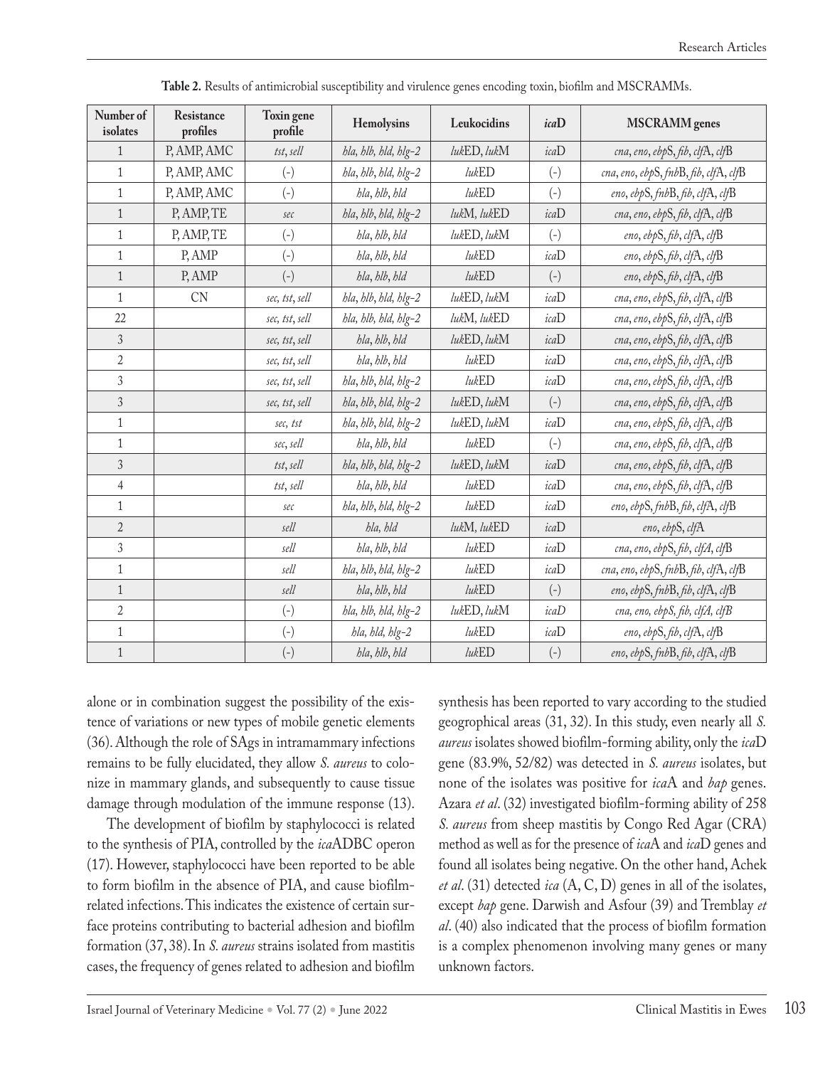**Table 2.** Results of antimicrobial susceptibility and virulence genes encoding toxin, biofilm and MSCRAMMs.

| Number of isolates | Resistance profiles | Toxin gene profile | Hemolysins | Leukocidins | *ica*D | MSCRAMM genes |
|---|---|---|---|---|---|---|
| 1 | P, AMP, AMC | *tst*, *sell* | *hla*, *hlb*, *hld*, *hlg-2* | *luk*ED, *luk*M | *ica*D | *cna*, *eno*, *ebp*S, *fib*, *clf*A, *clf*B |
| 1 | P, AMP, AMC | (-) | *hla*, *hlb*, *hld*, *hlg-2* | *luk*ED | (-) | *cna*, *eno*, *ebp*S, *fnb*B, *fib*, *clf*A, *clf*B |
| 1 | P, AMP, AMC | (-) | *hla*, *hlb*, *hld* | *luk*ED | (-) | *eno*, *ebp*S, *fnb*B, *fib*, *clf*A, *clf*B |
| 1 | P, AMP, TE | *sec* | *hla*, *hlb*, *hld*, *hlg-2* | *luk*M, *luk*ED | *ica*D | *cna*, *eno*, *ebp*S, *fib*, *clf*A, *clf*B |
| 1 | P, AMP, TE | (-) | *hla*, *hlb*, *hld* | *luk*ED, *luk*M | (-) | *eno*, *ebp*S, *fib*, *clf*A, *clf*B |
| 1 | P, AMP | (-) | *hla*, *hlb*, *hld* | *luk*ED | *ica*D | *eno*, *ebp*S, *fib*, *clf*A, *clf*B |
| 1 | P, AMP | (-) | *hla*, *hlb*, *hld* | *luk*ED | (-) | *eno*, *ebp*S, *fib*, *clf*A, *clf*B |
| 1 | CN | *sec*, *tst*, *sell* | *hla*, *hlb*, *hld*, *hlg-2* | *luk*ED, *luk*M | *ica*D | *cna*, *eno*, *ebp*S, *fib*, *clf*A, *clf*B |
| 22 | | *sec*, *tst*, *sell* | *hla*, *hlb*, *hld*, *hlg-2* | *luk*M, *luk*ED | *ica*D | *cna*, *eno*, *ebp*S, *fib*, *clf*A, *clf*B |
| 3 | | *sec*, *tst*, *sell* | *hla*, *hlb*, *hld* | *luk*ED, *luk*M | *ica*D | *cna*, *eno*, *ebp*S, *fib*, *clf*A, *clf*B |
| 2 | | *sec*, *tst*, *sell* | *hla*, *hlb*, *hld* | *luk*ED | *ica*D | *cna*, *eno*, *ebp*S, *fib*, *clf*A, *clf*B |
| 3 | | *sec*, *tst*, *sell* | *hla*, *hlb*, *hld*, *hlg-2* | *luk*ED | *ica*D | *cna*, *eno*, *ebp*S, *fib*, *clf*A, *clf*B |
| 3 | | *sec*, *tst*, *sell* | *hla*, *hlb*, *hld*, *hlg-2* | *luk*ED, *luk*M | (-) | *cna*, *eno*, *ebp*S, *fib*, *clf*A, *clf*B |
| 1 | | *sec*, *tst* | *hla*, *hlb*, *hld*, *hlg-2* | *luk*ED, *luk*M | *ica*D | *cna*, *eno*, *ebp*S, *fib*, *clf*A, *clf*B |
| 1 | | *sec*, *sell* | *hla*, *hlb*, *hld* | *luk*ED | (-) | *cna*, *eno*, *ebp*S, *fib*, *clf*A, *clf*B |
| 3 | | *tst*, *sell* | *hla*, *hlb*, *hld*, *hlg-2* | *luk*ED, *luk*M | *ica*D | *cna*, *eno*, *ebp*S, *fib*, *clf*A, *clf*B |
| 4 | | *tst*, *sell* | *hla*, *hlb*, *hld* | *luk*ED | *ica*D | *cna*, *eno*, *ebp*S, *fib*, *clf*A, *clf*B |
| 1 | | *sec* | *hla*, *hlb*, *hld*, *hlg-2* | *luk*ED | *ica*D | *eno*, *ebp*S, *fnb*B, *fib*, *clf*A, *clf*B |
| 2 | | *sell* | *hla*, *hld* | *luk*M, *luk*ED | *ica*D | *eno*, *ebp*S, *clf*A |
| 3 | | *sell* | *hla*, *hlb*, *hld* | *luk*ED | *ica*D | *cna*, *eno*, *ebp*S, *fib*, *clfA*, *clf*B |
| 1 | | *sell* | *hla*, *hlb*, *hld*, *hlg-2* | *luk*ED | *ica*D | *cna*, *eno*, *ebp*S, *fnb*B, *fib*, *clf*A, *clf*B |
| 1 | | *sell* | *hla*, *hlb*, *hld* | *luk*ED | (-) | *eno*, *ebp*S, *fnb*B, *fib*, *clf*A, *clf*B |
| 2 | | (-) | *hla*, *hlb*, *hld*, *hlg-2* | *luk*ED, *luk*M | *icaD* | *cna, eno, ebpS, fib, clfA, clfB* |
| 1 | | (-) | *hla*, *hld*, *hlg-2* | *luk*ED | *ica*D | *eno*, *ebp*S, *fib*, *clf*A, *clf*B |
| 1 | | (-) | *hla*, *hlb*, *hld* | *luk*ED | (-) | *eno*, *ebp*S, *fnb*B, *fib*, *clf*A, *clf*B |

alone or in combination suggest the possibility of the existence of variations or new types of mobile genetic elements (36). Although the role of SAgs in intramammary infections remains to be fully elucidated, they allow *S. aureus* to colonize in mammary glands, and subsequently to cause tissue damage through modulation of the immune response (13).

The development of biofilm by staphylococci is related to the synthesis of PIA, controlled by the *ica*ADBC operon (17). However, staphylococci have been reported to be able to form biofilm in the absence of PIA, and cause biofilm-related infections. This indicates the existence of certain surface proteins contributing to bacterial adhesion and biofilm formation (37, 38). In *S. aureus* strains isolated from mastitis cases, the frequency of genes related to adhesion and biofilm synthesis has been reported to vary according to the studied geographical areas (31, 32). In this study, even nearly all *S. aureus* isolates showed biofilm-forming ability, only the *ica*D gene (83.9%, 52/82) was detected in *S. aureus* isolates, but none of the isolates was positive for *ica*A and *bap* genes. Azara *et al*. (32) investigated biofilm-forming ability of 258 *S. aureus* from sheep mastitis by Congo Red Agar (CRA) method as well as for the presence of *ica*A and *ica*D genes and found all isolates being negative. On the other hand, Achek *et al*. (31) detected *ica* (A, C, D) genes in all of the isolates, except *bap* gene. Darwish and Asfour (39) and Tremblay *et al*. (40) also indicated that the process of biofilm formation is a complex phenomenon involving many genes or many unknown factors.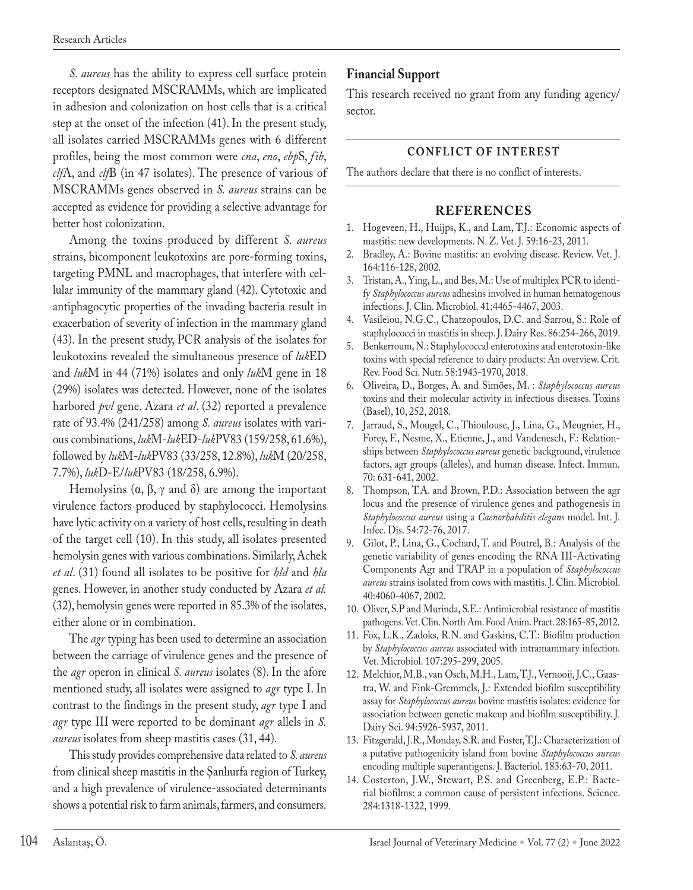*S. aureus* has the ability to express cell surface protein receptors designated MSCRAMMs, which are implicated in adhesion and colonization on host cells that is a critical step at the onset of the infection (41). In the present study, all isolates carried MSCRAMMs genes with 6 different profiles, being the most common were *cna*, *eno*, *ebp*S, *fib*, *clf*A, and *clf*B (in 47 isolates). The presence of various of MSCRAMMs genes observed in *S. aureus* strains can be accepted as evidence for providing a selective advantage for better host colonization.

Among the toxins produced by different *S. aureus* strains, bicomponent leukotoxins are pore-forming toxins, targeting PMNL and macrophages, that interfere with cellular immunity of the mammary gland (42). Cytotoxic and antiphagocytic properties of the invading bacteria result in exacerbation of severity of infection in the mammary gland (43). In the present study, PCR analysis of the isolates for leukotoxins revealed the simultaneous presence of *luk*ED and *luk*M in 44 (71%) isolates and only *luk*M gene in 18 (29%) isolates was detected. However, none of the isolates harbored *pvl* gene. Azara *et al*. (32) reported a prevalence rate of 93.4% (241/258) among *S. aureus* isolates with various combinations, *luk*M-*luk*ED-*luk*PV83 (159/258, 61.6%), followed by *luk*M-*luk*PV83 (33/258, 12.8%), *luk*M (20/258, 7.7%), *luk*D-E/*luk*PV83 (18/258, 6.9%).

Hemolysins (α, β, γ and δ) are among the important virulence factors produced by staphylococci. Hemolysins have lytic activity on a variety of host cells, resulting in death of the target cell (10). In this study, all isolates presented hemolysin genes with various combinations. Similarly, Achek *et al*. (31) found all isolates to be positive for *hld* and *hla* genes. However, in another study conducted by Azara *et al.* (32), hemolysin genes were reported in 85.3% of the isolates, either alone or in combination.

The *agr* typing has been used to determine an association between the carriage of virulence genes and the presence of the *agr* operon in clinical *S. aureus* isolates (8). In the afore mentioned study, all isolates were assigned to *agr* type I. In contrast to the findings in the present study, *agr* type I and *agr* type III were reported to be dominant *agr* alleles in *S. aureus* isolates from sheep mastitis cases (31, 44).

This study provides comprehensive data related to *S. aureus* from clinical sheep mastitis in the Şanlıurfa region of Turkey, and a high prevalence of virulence-associated determinants shows a potential risk to farm animals, farmers, and consumers.

## Financial Support

This research received no grant from any funding agency/sector.

## CONFLICT OF INTEREST

The authors declare that there is no conflict of interests.

## REFERENCES

1. Hogeveen, H., Huijps, K., and Lam, T.J.: Economic aspects of mastitis: new developments. N. Z. Vet. J. 59:16-23, 2011.
2. Bradley, A.: Bovine mastitis: an evolving disease. Review. Vet. J. 164:116-128, 2002.
3. Tristan, A., Ying, L., and Bes, M.: Use of multiplex PCR to identify *Staphylococcus aureus* adhesins involved in human hematogenous infections. J. Clin. Microbiol. 41:4465-4467, 2003.
4. Vasileiou, N.G.C., Chatzopoulos, D.C. and Sarrou, S.: Role of staphylococci in mastitis in sheep. J. Dairy Res. 86:254-266, 2019.
5. Benkerroum, N.: Staphylococcal enterotoxins and enterotoxin-like toxins with special reference to dairy products: An overview. Crit. Rev. Food Sci. Nutr. 58:1943-1970, 2018.
6. Oliveira, D., Borges, A. and Simões, M. : *Staphylococcus aureus* toxins and their molecular activity in infectious diseases. Toxins (Basel), 10, 252, 2018.
7. Jarraud, S., Mougel, C., Thioulouse, J., Lina, G., Meugnier, H., Forey, F., Nesme, X., Etienne, J., and Vandenesch, F.: Relationships between *Staphylococcus aureus* genetic background, virulence factors, agr groups (alleles), and human disease. Infect. Immun. 70: 631-641, 2002.
8. Thompson, T.A. and Brown, P.D.: Association between the agr locus and the presence of virulence genes and pathogenesis in *Staphylococcus aureus* using a *Caenorhabditis elegans* model. Int. J. Infec. Dis. 54:72-76, 2017.
9. Gilot, P., Lina, G., Cochard, T. and Poutrel, B.: Analysis of the genetic variability of genes encoding the RNA III-Activating Components Agr and TRAP in a population of *Staphylococcus aureus* strains isolated from cows with mastitis. J. Clin. Microbiol. 40:4060-4067, 2002.
10. Oliver, S.P and Murinda, S.E.: Antimicrobial resistance of mastitis pathogens. Vet. Clin. North Am. Food Anim. Pract. 28:165-85, 2012.
11. Fox, L.K., Zadoks, R.N. and Gaskins, C.T.: Biofilm production by *Staphylococcus aureus* associated with intramammary infection. Vet. Microbiol. 107:295-299, 2005.
12. Melchior, M.B., van Osch, M.H., Lam, T.J., Vernooij, J.C., Gaastra, W. and Fink-Gremmels, J.: Extended biofilm susceptibility assay for *Staphylococcus aureus* bovine mastitis isolates: evidence for association between genetic makeup and biofilm susceptibility. J. Dairy Sci. 94:5926-5937, 2011.
13. Fitzgerald, J.R., Monday, S.R. and Foster, T.J.: Characterization of a putative pathogenicity island from bovine *Staphylococcus aureus* encoding multiple superantigens. J. Bacteriol. 183:63-70, 2011.
14. Costerton, J.W., Stewart, P.S. and Greenberg, E.P.: Bacterial biofilms: a common cause of persistent infections. Science. 284:1318-1322, 1999.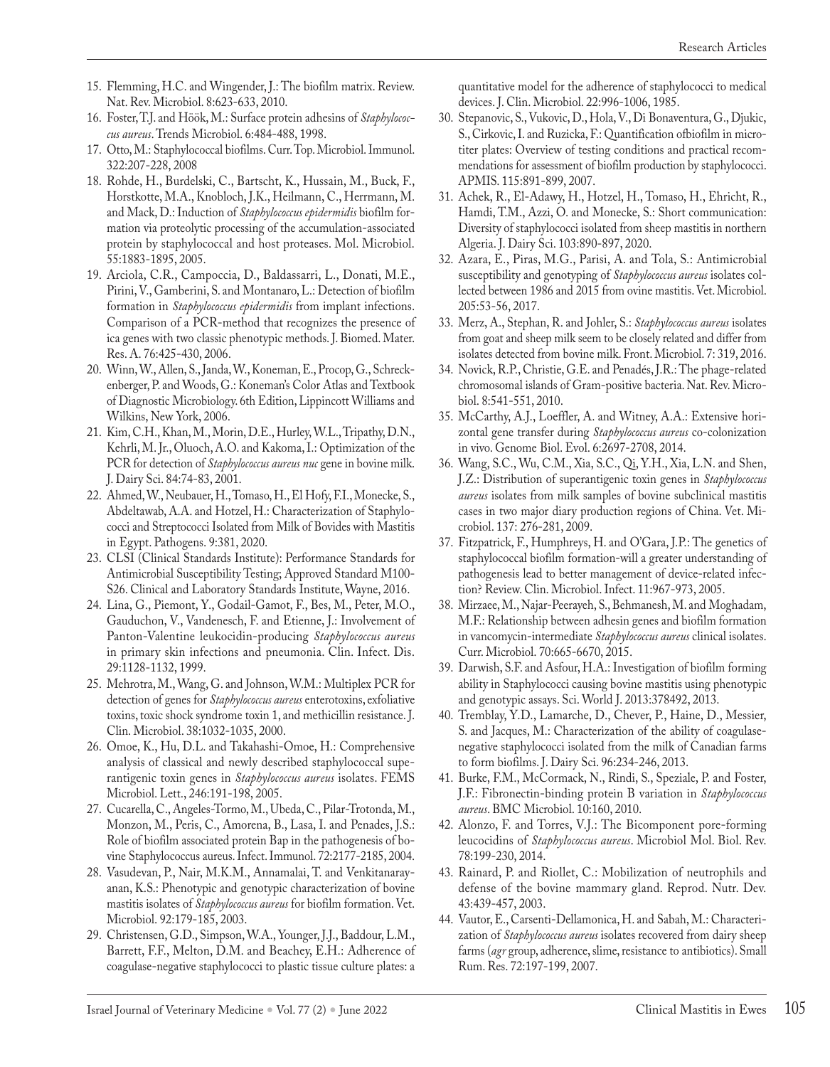15. Flemming, H.C. and Wingender, J.: The biofilm matrix. Review. Nat. Rev. Microbiol. 8:623-633, 2010.
16. Foster, T.J. and Höök, M.: Surface protein adhesins of *Staphylococcus aureus*. Trends Microbiol. 6:484-488, 1998.
17. Otto, M.: Staphylococcal biofilms. Curr. Top. Microbiol. Immunol. 322:207-228, 2008
18. Rohde, H., Burdelski, C., Bartscht, K., Hussain, M., Buck, F., Horstkotte, M.A., Knobloch, J.K., Heilmann, C., Herrmann, M. and Mack, D.: Induction of *Staphylococcus epidermidis* biofilm formation via proteolytic processing of the accumulation-associated protein by staphylococcal and host proteases. Mol. Microbiol. 55:1883-1895, 2005.
19. Arciola, C.R., Campoccia, D., Baldassarri, L., Donati, M.E., Pirini, V., Gamberini, S. and Montanaro, L.: Detection of biofilm formation in *Staphylococcus epidermidis* from implant infections. Comparison of a PCR-method that recognizes the presence of ica genes with two classic phenotypic methods. J. Biomed. Mater. Res. A. 76:425-430, 2006.
20. Winn, W., Allen, S., Janda, W., Koneman, E., Procop, G., Schreckenberger, P. and Woods, G.: Koneman's Color Atlas and Textbook of Diagnostic Microbiology. 6th Edition, Lippincott Williams and Wilkins, New York, 2006.
21. Kim, C.H., Khan, M., Morin, D.E., Hurley, W.L., Tripathy, D.N., Kehrli, M. Jr., Oluoch, A.O. and Kakoma, I.: Optimization of the PCR for detection of *Staphylococcus aureus nuc* gene in bovine milk. J. Dairy Sci. 84:74-83, 2001.
22. Ahmed, W., Neubauer, H., Tomaso, H., El Hofy, F.I., Monecke, S., Abdeltawab, A.A. and Hotzel, H.: Characterization of Staphylococci and Streptococci Isolated from Milk of Bovides with Mastitis in Egypt. Pathogens. 9:381, 2020.
23. CLSI (Clinical Standards Institute): Performance Standards for Antimicrobial Susceptibility Testing; Approved Standard M100-S26. Clinical and Laboratory Standards Institute, Wayne, 2016.
24. Lina, G., Piemont, Y., Godail-Gamot, F., Bes, M., Peter, M.O., Gauduchon, V., Vandenesch, F. and Etienne, J.: Involvement of Panton-Valentine leukocidin-producing *Staphylococcus aureus* in primary skin infections and pneumonia. Clin. Infect. Dis. 29:1128-1132, 1999.
25. Mehrotra, M., Wang, G. and Johnson, W.M.: Multiplex PCR for detection of genes for *Staphylococcus aureus* enterotoxins, exfoliative toxins, toxic shock syndrome toxin 1, and methicillin resistance. J. Clin. Microbiol. 38:1032-1035, 2000.
26. Omoe, K., Hu, D.L. and Takahashi-Omoe, H.: Comprehensive analysis of classical and newly described staphylococcal superantigenic toxin genes in *Staphylococcus aureus* isolates. FEMS Microbiol. Lett., 246:191-198, 2005.
27. Cucarella, C., Angeles-Tormo, M., Ubeda, C., Pilar-Trotonda, M., Monzon, M., Peris, C., Amorena, B., Lasa, I. and Penades, J.S.: Role of biofilm associated protein Bap in the pathogenesis of bovine Staphylococcus aureus. Infect. Immunol. 72:2177-2185, 2004.
28. Vasudevan, P., Nair, M.K.M., Annamalai, T. and Venkitanarayanan, K.S.: Phenotypic and genotypic characterization of bovine mastitis isolates of *Staphylococcus aureus* for biofilm formation. Vet. Microbiol. 92:179-185, 2003.
29. Christensen, G.D., Simpson, W.A., Younger, J.J., Baddour, L.M., Barrett, F.F., Melton, D.M. and Beachey, E.H.: Adherence of coagulase-negative staphylococci to plastic tissue culture plates: a quantitative model for the adherence of staphylococci to medical devices. J. Clin. Microbiol. 22:996-1006, 1985.
30. Stepanovic, S., Vukovic, D., Hola, V., Di Bonaventura, G., Djukic, S., Cirkovic, I. and Ruzicka, F.: Quantification ofbiofilm in microtiter plates: Overview of testing conditions and practical recommendations for assessment of biofilm production by staphylococci. APMIS. 115:891-899, 2007.
31. Achek, R., El-Adawy, H., Hotzel, H., Tomaso, H., Ehricht, R., Hamdi, T.M., Azzi, O. and Monecke, S.: Short communication: Diversity of staphylococci isolated from sheep mastitis in northern Algeria. J. Dairy Sci. 103:890-897, 2020.
32. Azara, E., Piras, M.G., Parisi, A. and Tola, S.: Antimicrobial susceptibility and genotyping of *Staphylococcus aureus* isolates collected between 1986 and 2015 from ovine mastitis. Vet. Microbiol. 205:53-56, 2017.
33. Merz, A., Stephan, R. and Johler, S.: *Staphylococcus aureus* isolates from goat and sheep milk seem to be closely related and differ from isolates detected from bovine milk. Front. Microbiol. 7: 319, 2016.
34. Novick, R.P., Christie, G.E. and Penadés, J.R.: The phage-related chromosomal islands of Gram-positive bacteria. Nat. Rev. Microbiol. 8:541-551, 2010.
35. McCarthy, A.J., Loeffler, A. and Witney, A.A.: Extensive horizontal gene transfer during *Staphylococcus aureus* co-colonization in vivo. Genome Biol. Evol. 6:2697-2708, 2014.
36. Wang, S.C., Wu, C.M., Xia, S.C., Qi, Y.H., Xia, L.N. and Shen, J.Z.: Distribution of superantigenic toxin genes in *Staphylococcus aureus* isolates from milk samples of bovine subclinical mastitis cases in two major diary production regions of China. Vet. Microbiol. 137: 276-281, 2009.
37. Fitzpatrick, F., Humphreys, H. and O'Gara, J.P.: The genetics of staphylococcal biofilm formation-will a greater understanding of pathogenesis lead to better management of device-related infection? Review. Clin. Microbiol. Infect. 11:967-973, 2005.
38. Mirzaee, M., Najar-Peerayeh, S., Behmanesh, M. and Moghadam, M.F.: Relationship between adhesin genes and biofilm formation in vancomycin-intermediate *Staphylococcus aureus* clinical isolates. Curr. Microbiol. 70:665-6670, 2015.
39. Darwish, S.F. and Asfour, H.A.: Investigation of biofilm forming ability in Staphylococci causing bovine mastitis using phenotypic and genotypic assays. Sci. World J. 2013:378492, 2013.
40. Tremblay, Y.D., Lamarche, D., Chever, P., Haine, D., Messier, S. and Jacques, M.: Characterization of the ability of coagulase-negative staphylococci isolated from the milk of Canadian farms to form biofilms. J. Dairy Sci. 96:234-246, 2013.
41. Burke, F.M., McCormack, N., Rindi, S., Speziale, P. and Foster, J.F.: Fibronectin-binding protein B variation in *Staphylococcus aureus*. BMC Microbiol. 10:160, 2010.
42. Alonzo, F. and Torres, V.J.: The Bicomponent pore-forming leucocidins of *Staphylococcus aureus*. Microbiol Mol. Biol. Rev. 78:199-230, 2014.
43. Rainard, P. and Riollet, C.: Mobilization of neutrophils and defense of the bovine mammary gland. Reprod. Nutr. Dev. 43:439-457, 2003.
44. Vautor, E., Carsenti-Dellamonica, H. and Sabah, M.: Characterization of *Staphylococcus aureus* isolates recovered from dairy sheep farms (*agr* group, adherence, slime, resistance to antibiotics). Small Rum. Res. 72:197-199, 2007.